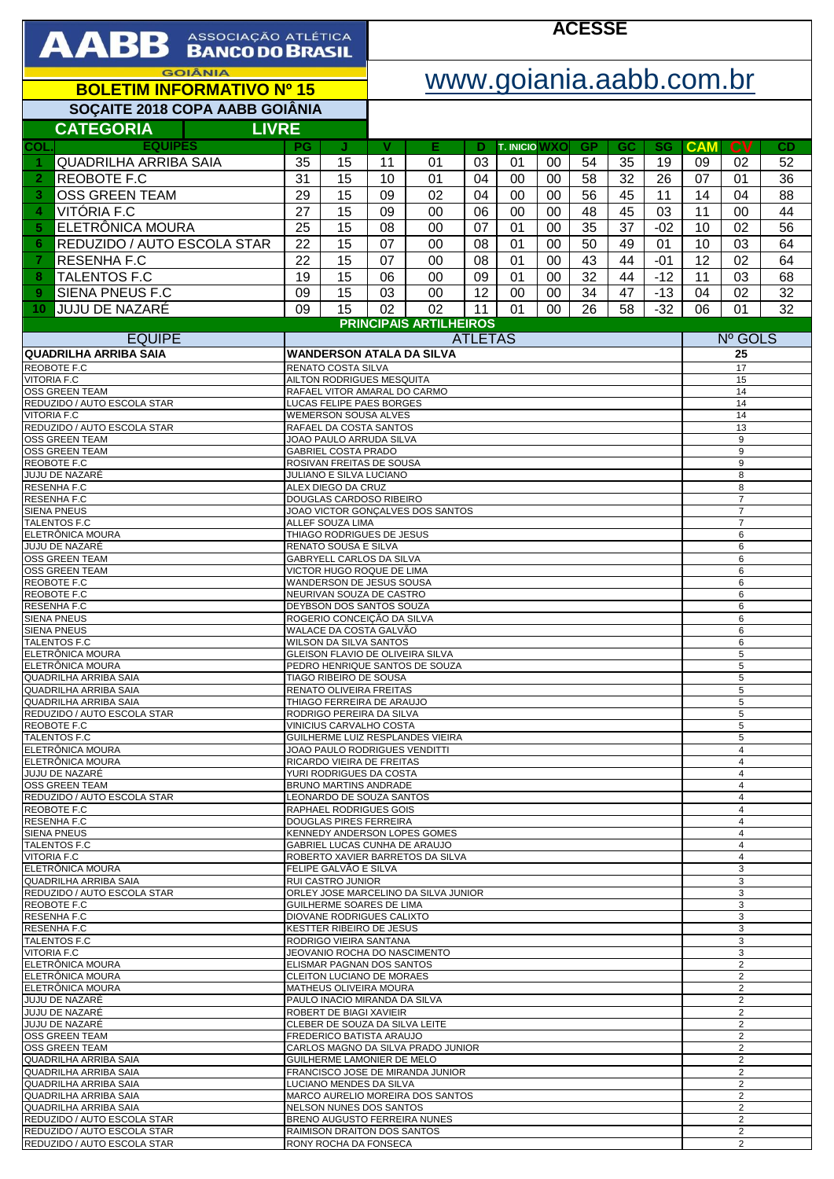# AABB ASSOCIAÇÃO ATLÉTICA BANCO DO BRASIL

GOIÂNIA

## BOLETIM INFORMATIVO Nº 15

**ACESSE**

www.goiania.aabb.com.br

## SOÇAITE 2018 COPA AABB GOIÂNIA

### CATEGORIA LIVRE

| COL. | EQUIPES | PG | J | V | E | D | T. INICIO | WXO | GP | GC | SG | CAM | CV | CD |
|---|---|---|---|---|---|---|---|---|---|---|---|---|---|---|
| 1 | QUADRILHA ARRIBA SAIA | 35 | 15 | 11 | 01 | 03 | 01 | 00 | 54 | 35 | 19 | 09 | 02 | 52 |
| 2 | REOBOTE F.C | 31 | 15 | 10 | 01 | 04 | 00 | 00 | 58 | 32 | 26 | 07 | 01 | 36 |
| 3 | OSS GREEN TEAM | 29 | 15 | 09 | 02 | 04 | 00 | 00 | 56 | 45 | 11 | 14 | 04 | 88 |
| 4 | VITÓRIA F.C | 27 | 15 | 09 | 00 | 06 | 00 | 00 | 48 | 45 | 03 | 11 | 00 | 44 |
| 5 | ELETRÔNICA MOURA | 25 | 15 | 08 | 00 | 07 | 01 | 00 | 35 | 37 | -02 | 10 | 02 | 56 |
| 6 | REDUZIDO / AUTO ESCOLA STAR | 22 | 15 | 07 | 00 | 08 | 01 | 00 | 50 | 49 | 01 | 10 | 03 | 64 |
| 7 | RESENHA F.C | 22 | 15 | 07 | 00 | 08 | 01 | 00 | 43 | 44 | -01 | 12 | 02 | 64 |
| 8 | TALENTOS F.C | 19 | 15 | 06 | 00 | 09 | 01 | 00 | 32 | 44 | -12 | 11 | 03 | 68 |
| 9 | SIENA PNEUS F.C | 09 | 15 | 03 | 00 | 12 | 00 | 00 | 34 | 47 | -13 | 04 | 02 | 32 |
| 10 | JUJU DE NAZARÉ | 09 | 15 | 02 | 02 | 11 | 01 | 00 | 26 | 58 | -32 | 06 | 01 | 32 |

### PRINCIPAIS ARTILHEIROS

| EQUIPE | ATLETAS | Nº GOLS |
|---|---|---|
| **QUADRILHA ARRIBA SAIA** | **WANDERSON ATALA DA SILVA** | **25** |
| REOBOTE F.C | RENATO COSTA SILVA | 17 |
| VITORIA F.C | AILTON RODRIGUES MESQUITA | 15 |
| OSS GREEN TEAM | RAFAEL VITOR AMARAL DO CARMO | 14 |
| REDUZIDO / AUTO ESCOLA STAR | LUCAS FELIPE PAES BORGES | 14 |
| VITORIA F.C | WEMERSON SOUSA ALVES | 14 |
| REDUZIDO / AUTO ESCOLA STAR | RAFAEL DA COSTA SANTOS | 13 |
| OSS GREEN TEAM | JOAO PAULO ARRUDA SILVA | 9 |
| OSS GREEN TEAM | GABRIEL COSTA PRADO | 9 |
| REOBOTE F.C | ROSIVAN FREITAS DE SOUSA | 9 |
| JUJU DE NAZARÉ | JULIANO E SILVA LUCIANO | 8 |
| RESENHA F.C | ALEX DIEGO DA CRUZ | 8 |
| RESENHA F.C | DOUGLAS CARDOSO RIBEIRO | 7 |
| SIENA PNEUS | JOAO VICTOR GONÇALVES DOS SANTOS | 7 |
| TALENTOS F.C | ALLEF SOUZA LIMA | 7 |
| ELETRÔNICA MOURA | THIAGO RODRIGUES DE JESUS | 6 |
| JUJU DE NAZARÉ | RENATO SOUSA E SILVA | 6 |
| OSS GREEN TEAM | GABRYELL CARLOS DA SILVA | 6 |
| OSS GREEN TEAM | VICTOR HUGO ROQUE DE LIMA | 6 |
| REOBOTE F.C | WANDERSON DE JESUS SOUSA | 6 |
| REOBOTE F.C | NEURIVAN SOUZA DE CASTRO | 6 |
| RESENHA F.C | DEYBSON DOS SANTOS SOUZA | 6 |
| SIENA PNEUS | ROGERIO CONCEIÇÃO DA SILVA | 6 |
| SIENA PNEUS | WALACE DA COSTA GALVÃO | 6 |
| TALENTOS F.C | WILSON DA SILVA SANTOS | 6 |
| ELETRÔNICA MOURA | GLEISON FLAVIO DE OLIVEIRA SILVA | 5 |
| ELETRÔNICA MOURA | PEDRO HENRIQUE SANTOS DE SOUZA | 5 |
| QUADRILHA ARRIBA SAIA | TIAGO RIBEIRO DE SOUSA | 5 |
| QUADRILHA ARRIBA SAIA | RENATO OLIVEIRA FREITAS | 5 |
| QUADRILHA ARRIBA SAIA | THIAGO FERREIRA DE ARAUJO | 5 |
| REDUZIDO / AUTO ESCOLA STAR | RODRIGO PEREIRA DA SILVA | 5 |
| REOBOTE F.C | VINICIUS CARVALHO COSTA | 5 |
| TALENTOS F.C | GUILHERME LUIZ RESPLANDES VIEIRA | 5 |
| ELETRÔNICA MOURA | JOAO PAULO RODRIGUES VENDITTI | 4 |
| ELETRÔNICA MOURA | RICARDO VIEIRA DE FREITAS | 4 |
| JUJU DE NAZARÉ | YURI RODRIGUES DA COSTA | 4 |
| OSS GREEN TEAM | BRUNO MARTINS ANDRADE | 4 |
| REDUZIDO / AUTO ESCOLA STAR | LEONARDO DE SOUZA SANTOS | 4 |
| REOBOTE F.C | RAPHAEL RODRIGUES GOIS | 4 |
| RESENHA F.C | DOUGLAS PIRES FERREIRA | 4 |
| SIENA PNEUS | KENNEDY ANDERSON LOPES GOMES | 4 |
| TALENTOS F.C | GABRIEL LUCAS CUNHA DE ARAUJO | 4 |
| VITORIA F.C | ROBERTO XAVIER BARRETOS DA SILVA | 4 |
| ELETRÔNICA MOURA | FELIPE GALVÃO E SILVA | 3 |
| QUADRILHA ARRIBA SAIA | RUI CASTRO JUNIOR | 3 |
| REDUZIDO / AUTO ESCOLA STAR | ORLEY JOSE MARCELINO DA SILVA JUNIOR | 3 |
| REOBOTE F.C | GUILHERME SOARES DE LIMA | 3 |
| RESENHA F.C | DIOVANE RODRIGUES CALIXTO | 3 |
| RESENHA F.C | KESTTER RIBEIRO DE JESUS | 3 |
| TALENTOS F.C | RODRIGO VIEIRA SANTANA | 3 |
| VITORIA F.C | JEOVANIO ROCHA DO NASCIMENTO | 3 |
| ELETRÔNICA MOURA | ELISMAR PAGNAN DOS SANTOS | 2 |
| ELETRÔNICA MOURA | CLEITON LUCIANO DE MORAES | 2 |
| ELETRÔNICA MOURA | MATHEUS OLIVEIRA MOURA | 2 |
| JUJU DE NAZARÉ | PAULO INACIO MIRANDA DA SILVA | 2 |
| JUJU DE NAZARÉ | ROBERT DE BIAGI XAVIEIR | 2 |
| JUJU DE NAZARÉ | CLEBER DE SOUZA DA SILVA LEITE | 2 |
| OSS GREEN TEAM | FREDERICO BATISTA ARAUJO | 2 |
| OSS GREEN TEAM | CARLOS MAGNO DA SILVA PRADO JUNIOR | 2 |
| QUADRILHA ARRIBA SAIA | GUILHERME LAMONIER DE MELO | 2 |
| QUADRILHA ARRIBA SAIA | FRANCISCO JOSE DE MIRANDA JUNIOR | 2 |
| QUADRILHA ARRIBA SAIA | LUCIANO MENDES DA SILVA | 2 |
| QUADRILHA ARRIBA SAIA | MARCO AURELIO MOREIRA DOS SANTOS | 2 |
| QUADRILHA ARRIBA SAIA | NELSON NUNES DOS SANTOS | 2 |
| REDUZIDO / AUTO ESCOLA STAR | BRENO AUGUSTO FERREIRA NUNES | 2 |
| REDUZIDO / AUTO ESCOLA STAR | RAIMISON DRAITON DOS SANTOS | 2 |
| REDUZIDO / AUTO ESCOLA STAR | RONY ROCHA DA FONSECA | 2 |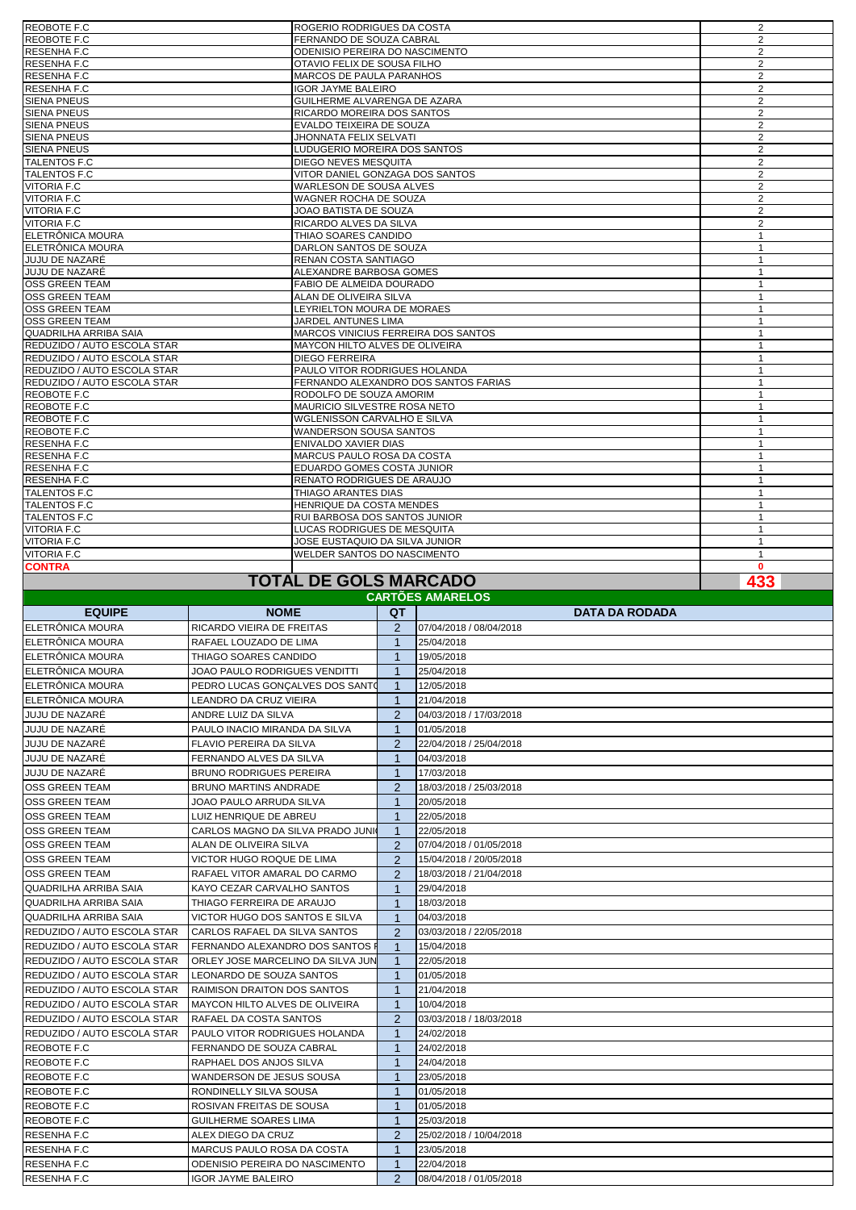| | | |
|---|---|---|
| REOBOTE F.C | ROGERIO RODRIGUES DA COSTA | 2 |
| REOBOTE F.C | FERNANDO DE SOUZA CABRAL | 2 |
| RESENHA F.C | ODENISIO PEREIRA DO NASCIMENTO | 2 |
| RESENHA F.C | OTAVIO FELIX DE SOUSA FILHO | 2 |
| RESENHA F.C | MARCOS DE PAULA PARANHOS | 2 |
| RESENHA F.C | IGOR JAYME BALEIRO | 2 |
| SIENA PNEUS | GUILHERME ALVARENGA DE AZARA | 2 |
| SIENA PNEUS | RICARDO MOREIRA DOS SANTOS | 2 |
| SIENA PNEUS | EVALDO TEIXEIRA DE SOUZA | 2 |
| SIENA PNEUS | JHONNATA FELIX SELVATI | 2 |
| SIENA PNEUS | LUDUGERIO MOREIRA DOS SANTOS | 2 |
| TALENTOS F.C | DIEGO NEVES MESQUITA | 2 |
| TALENTOS F.C | VITOR DANIEL GONZAGA DOS SANTOS | 2 |
| VITORIA F.C | WARLESON DE SOUSA ALVES | 2 |
| VITORIA F.C | WAGNER ROCHA DE SOUZA | 2 |
| VITORIA F.C | JOAO BATISTA DE SOUZA | 2 |
| VITORIA F.C | RICARDO ALVES DA SILVA | 2 |
| ELETRÔNICA MOURA | THIAO SOARES CANDIDO | 1 |
| ELETRÔNICA MOURA | DARLON SANTOS DE SOUZA | 1 |
| JUJU DE NAZARÉ | RENAN COSTA SANTIAGO | 1 |
| JUJU DE NAZARÉ | ALEXANDRE BARBOSA GOMES | 1 |
| OSS GREEN TEAM | FABIO DE ALMEIDA DOURADO | 1 |
| OSS GREEN TEAM | ALAN DE OLIVEIRA SILVA | 1 |
| OSS GREEN TEAM | LEYRIELTON MOURA DE MORAES | 1 |
| OSS GREEN TEAM | JARDEL ANTUNES LIMA | 1 |
| QUADRILHA ARRIBA SAIA | MARCOS VINICIUS FERREIRA DOS SANTOS | 1 |
| REDUZIDO / AUTO ESCOLA STAR | MAYCON HILTO ALVES DE OLIVEIRA | 1 |
| REDUZIDO / AUTO ESCOLA STAR | DIEGO FERREIRA | 1 |
| REDUZIDO / AUTO ESCOLA STAR | PAULO VITOR RODRIGUES HOLANDA | 1 |
| REDUZIDO / AUTO ESCOLA STAR | FERNANDO ALEXANDRO DOS SANTOS FARIAS | 1 |
| REOBOTE F.C | RODOLFO DE SOUZA AMORIM | 1 |
| REOBOTE F.C | MAURICIO SILVESTRE ROSA NETO | 1 |
| REOBOTE F.C | WGLENISSON CARVALHO E SILVA | 1 |
| REOBOTE F.C | WANDERSON SOUSA SANTOS | 1 |
| RESENHA F.C | ENIVALDO XAVIER DIAS | 1 |
| RESENHA F.C | MARCUS PAULO ROSA DA COSTA | 1 |
| RESENHA F.C | EDUARDO GOMES COSTA JUNIOR | 1 |
| RESENHA F.C | RENATO RODRIGUES DE ARAUJO | 1 |
| TALENTOS F.C | THIAGO ARANTES DIAS | 1 |
| TALENTOS F.C | HENRIQUE DA COSTA MENDES | 1 |
| TALENTOS F.C | RUI BARBOSA DOS SANTOS JUNIOR | 1 |
| VITORIA F.C | LUCAS RODRIGUES DE MESQUITA | 1 |
| VITORIA F.C | JOSE EUSTAQUIO DA SILVA JUNIOR | 1 |
| VITORIA F.C | WELDER SANTOS DO NASCIMENTO | 1 |
| **CONTRA** | | **0** |
| **TOTAL DE GOLS MARCADO** | | **433** |

## CARTÕES AMARELOS

| EQUIPE | NOME | QT | DATA DA RODADA |
|---|---|---|---|
| ELETRÔNICA MOURA | RICARDO VIEIRA DE FREITAS | 2 | 07/04/2018 / 08/04/2018 |
| ELETRÔNICA MOURA | RAFAEL LOUZADO DE LIMA | 1 | 25/04/2018 |
| ELETRÔNICA MOURA | THIAGO SOARES CANDIDO | 1 | 19/05/2018 |
| ELETRÔNICA MOURA | JOAO PAULO RODRIGUES VENDITTI | 1 | 25/04/2018 |
| ELETRÔNICA MOURA | PEDRO LUCAS GONÇALVES DOS SANTO | 1 | 12/05/2018 |
| ELETRÔNICA MOURA | LEANDRO DA CRUZ VIEIRA | 1 | 21/04/2018 |
| JUJU DE NAZARÉ | ANDRE LUIZ DA SILVA | 2 | 04/03/2018 / 17/03/2018 |
| JUJU DE NAZARÉ | PAULO INACIO MIRANDA DA SILVA | 1 | 01/05/2018 |
| JUJU DE NAZARÉ | FLAVIO PEREIRA DA SILVA | 2 | 22/04/2018 / 25/04/2018 |
| JUJU DE NAZARÉ | FERNANDO ALVES DA SILVA | 1 | 04/03/2018 |
| JUJU DE NAZARÉ | BRUNO RODRIGUES PEREIRA | 1 | 17/03/2018 |
| OSS GREEN TEAM | BRUNO MARTINS ANDRADE | 2 | 18/03/2018 / 25/03/2018 |
| OSS GREEN TEAM | JOAO PAULO ARRUDA SILVA | 1 | 20/05/2018 |
| OSS GREEN TEAM | LUIZ HENRIQUE DE ABREU | 1 | 22/05/2018 |
| OSS GREEN TEAM | CARLOS MAGNO DA SILVA PRADO JUNI | 1 | 22/05/2018 |
| OSS GREEN TEAM | ALAN DE OLIVEIRA SILVA | 2 | 07/04/2018 / 01/05/2018 |
| OSS GREEN TEAM | VICTOR HUGO ROQUE DE LIMA | 2 | 15/04/2018 / 20/05/2018 |
| OSS GREEN TEAM | RAFAEL VITOR AMARAL DO CARMO | 2 | 18/03/2018 / 21/04/2018 |
| QUADRILHA ARRIBA SAIA | KAYO CEZAR CARVALHO SANTOS | 1 | 29/04/2018 |
| QUADRILHA ARRIBA SAIA | THIAGO FERREIRA DE ARAUJO | 1 | 18/03/2018 |
| QUADRILHA ARRIBA SAIA | VICTOR HUGO DOS SANTOS E SILVA | 1 | 04/03/2018 |
| REDUZIDO / AUTO ESCOLA STAR | CARLOS RAFAEL DA SILVA SANTOS | 2 | 03/03/2018 / 22/05/2018 |
| REDUZIDO / AUTO ESCOLA STAR | FERNANDO ALEXANDRO DOS SANTOS F | 1 | 15/04/2018 |
| REDUZIDO / AUTO ESCOLA STAR | ORLEY JOSE MARCELINO DA SILVA JUN | 1 | 22/05/2018 |
| REDUZIDO / AUTO ESCOLA STAR | LEONARDO DE SOUZA SANTOS | 1 | 01/05/2018 |
| REDUZIDO / AUTO ESCOLA STAR | RAIMISON DRAITON DOS SANTOS | 1 | 21/04/2018 |
| REDUZIDO / AUTO ESCOLA STAR | MAYCON HILTO ALVES DE OLIVEIRA | 1 | 10/04/2018 |
| REDUZIDO / AUTO ESCOLA STAR | RAFAEL DA COSTA SANTOS | 2 | 03/03/2018 / 18/03/2018 |
| REDUZIDO / AUTO ESCOLA STAR | PAULO VITOR RODRIGUES HOLANDA | 1 | 24/02/2018 |
| REOBOTE F.C | FERNANDO DE SOUZA CABRAL | 1 | 24/02/2018 |
| REOBOTE F.C | RAPHAEL DOS ANJOS SILVA | 1 | 24/04/2018 |
| REOBOTE F.C | WANDERSON DE JESUS SOUSA | 1 | 23/05/2018 |
| REOBOTE F.C | RONDINELLY SILVA SOUSA | 1 | 01/05/2018 |
| REOBOTE F.C | ROSIVAN FREITAS DE SOUSA | 1 | 01/05/2018 |
| REOBOTE F.C | GUILHERME SOARES LIMA | 1 | 25/03/2018 |
| RESENHA F.C | ALEX DIEGO DA CRUZ | 2 | 25/02/2018 / 10/04/2018 |
| RESENHA F.C | MARCUS PAULO ROSA DA COSTA | 1 | 23/05/2018 |
| RESENHA F.C | ODENISIO PEREIRA DO NASCIMENTO | 1 | 22/04/2018 |
| RESENHA F.C | IGOR JAYME BALEIRO | 2 | 08/04/2018 / 01/05/2018 |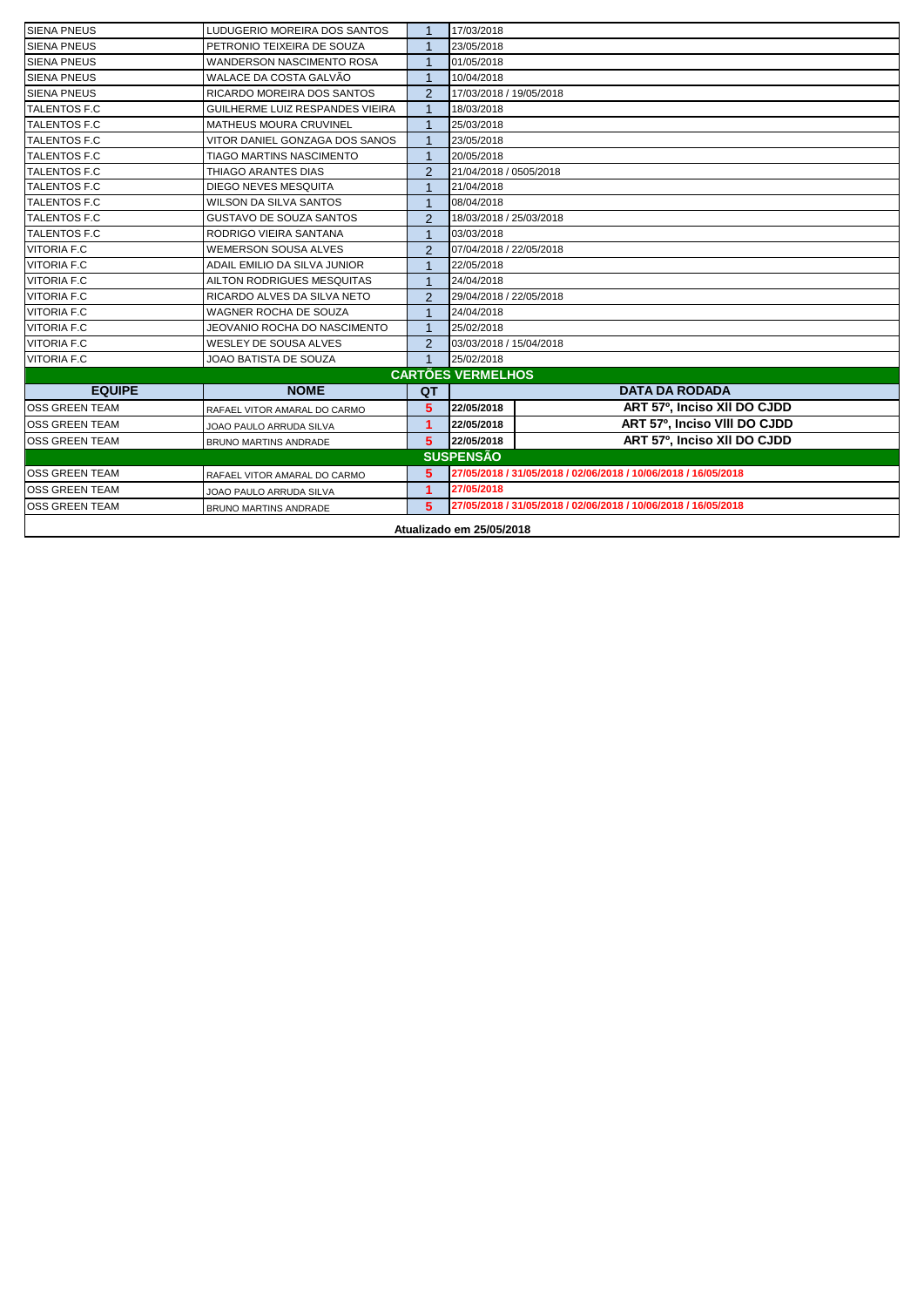| | | | |
|---|---|---|---|
| SIENA PNEUS | LUDUGERIO MOREIRA DOS SANTOS | 1 | 17/03/2018 |
| SIENA PNEUS | PETRONIO TEIXEIRA DE SOUZA | 1 | 23/05/2018 |
| SIENA PNEUS | WANDERSON NASCIMENTO ROSA | 1 | 01/05/2018 |
| SIENA PNEUS | WALACE DA COSTA GALVÃO | 1 | 10/04/2018 |
| SIENA PNEUS | RICARDO MOREIRA DOS SANTOS | 2 | 17/03/2018 / 19/05/2018 |
| TALENTOS F.C | GUILHERME LUIZ RESPANDES VIEIRA | 1 | 18/03/2018 |
| TALENTOS F.C | MATHEUS MOURA CRUVINEL | 1 | 25/03/2018 |
| TALENTOS F.C | VITOR DANIEL GONZAGA DOS SANOS | 1 | 23/05/2018 |
| TALENTOS F.C | TIAGO MARTINS NASCIMENTO | 1 | 20/05/2018 |
| TALENTOS F.C | THIAGO ARANTES DIAS | 2 | 21/04/2018 / 0505/2018 |
| TALENTOS F.C | DIEGO NEVES MESQUITA | 1 | 21/04/2018 |
| TALENTOS F.C | WILSON DA SILVA SANTOS | 1 | 08/04/2018 |
| TALENTOS F.C | GUSTAVO DE SOUZA SANTOS | 2 | 18/03/2018 / 25/03/2018 |
| TALENTOS F.C | RODRIGO VIEIRA SANTANA | 1 | 03/03/2018 |
| VITORIA F.C | WEMERSON SOUSA ALVES | 2 | 07/04/2018 / 22/05/2018 |
| VITORIA F.C | ADAIL EMILIO DA SILVA JUNIOR | 1 | 22/05/2018 |
| VITORIA F.C | AILTON RODRIGUES MESQUITAS | 1 | 24/04/2018 |
| VITORIA F.C | RICARDO ALVES DA SILVA NETO | 2 | 29/04/2018 / 22/05/2018 |
| VITORIA F.C | WAGNER ROCHA DE SOUZA | 1 | 24/04/2018 |
| VITORIA F.C | JEOVANIO ROCHA DO NASCIMENTO | 1 | 25/02/2018 |
| VITORIA F.C | WESLEY DE SOUSA ALVES | 2 | 03/03/2018 / 15/04/2018 |
| VITORIA F.C | JOAO BATISTA DE SOUZA | 1 | 25/02/2018 |

## CARTÕES VERMELHOS

| EQUIPE | NOME | QT | DATA DA RODADA | |
|---|---|---|---|---|
| OSS GREEN TEAM | RAFAEL VITOR AMARAL DO CARMO | 5 | 22/05/2018 | ART 57º, Inciso XII DO CJDD |
| OSS GREEN TEAM | JOAO PAULO ARRUDA SILVA | 1 | 22/05/2018 | ART 57º, Inciso VIII DO CJDD |
| OSS GREEN TEAM | BRUNO MARTINS ANDRADE | 5 | 22/05/2018 | ART 57º, Inciso XII DO CJDD |

## SUSPENSÃO

| | | | |
|---|---|---|---|
| OSS GREEN TEAM | RAFAEL VITOR AMARAL DO CARMO | 5 | 27/05/2018 / 31/05/2018 / 02/06/2018 / 10/06/2018 / 16/05/2018 |
| OSS GREEN TEAM | JOAO PAULO ARRUDA SILVA | 1 | 27/05/2018 |
| OSS GREEN TEAM | BRUNO MARTINS ANDRADE | 5 | 27/05/2018 / 31/05/2018 / 02/06/2018 / 10/06/2018 / 16/05/2018 |

**Atualizado em 25/05/2018**